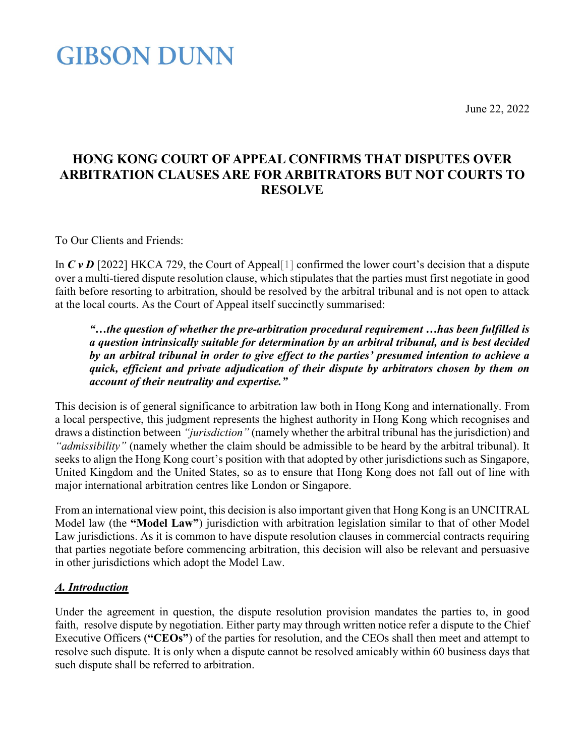# GIBSON DUNN

June 22, 2022

## HONG KONG COURT OF APPEAL CONFIRMS THAT DISPUTES OVER ARBITRATION CLAUSES ARE FOR ARBITRATORS BUT NOT COURTS TO RESOLVE

To Our Clients and Friends:

In ***C v D*** [2022] HKCA 729, the Court of Appeal[1] confirmed the lower court's decision that a dispute over a multi-tiered dispute resolution clause, which stipulates that the parties must first negotiate in good faith before resorting to arbitration, should be resolved by the arbitral tribunal and is not open to attack at the local courts. As the Court of Appeal itself succinctly summarised:

> ***"…the question of whether the pre-arbitration procedural requirement …has been fulfilled is a question intrinsically suitable for determination by an arbitral tribunal, and is best decided by an arbitral tribunal in order to give effect to the parties' presumed intention to achieve a quick, efficient and private adjudication of their dispute by arbitrators chosen by them on account of their neutrality and expertise."***

This decision is of general significance to arbitration law both in Hong Kong and internationally. From a local perspective, this judgment represents the highest authority in Hong Kong which recognises and draws a distinction between *"jurisdiction"* (namely whether the arbitral tribunal has the jurisdiction) and *"admissibility"* (namely whether the claim should be admissible to be heard by the arbitral tribunal). It seeks to align the Hong Kong court's position with that adopted by other jurisdictions such as Singapore, United Kingdom and the United States, so as to ensure that Hong Kong does not fall out of line with major international arbitration centres like London or Singapore.

From an international view point, this decision is also important given that Hong Kong is an UNCITRAL Model law (the **"Model Law"**) jurisdiction with arbitration legislation similar to that of other Model Law jurisdictions. As it is common to have dispute resolution clauses in commercial contracts requiring that parties negotiate before commencing arbitration, this decision will also be relevant and persuasive in other jurisdictions which adopt the Model Law.

### ***A. Introduction***

Under the agreement in question, the dispute resolution provision mandates the parties to, in good faith, resolve dispute by negotiation. Either party may through written notice refer a dispute to the Chief Executive Officers (**"CEOs"**) of the parties for resolution, and the CEOs shall then meet and attempt to resolve such dispute. It is only when a dispute cannot be resolved amicably within 60 business days that such dispute shall be referred to arbitration.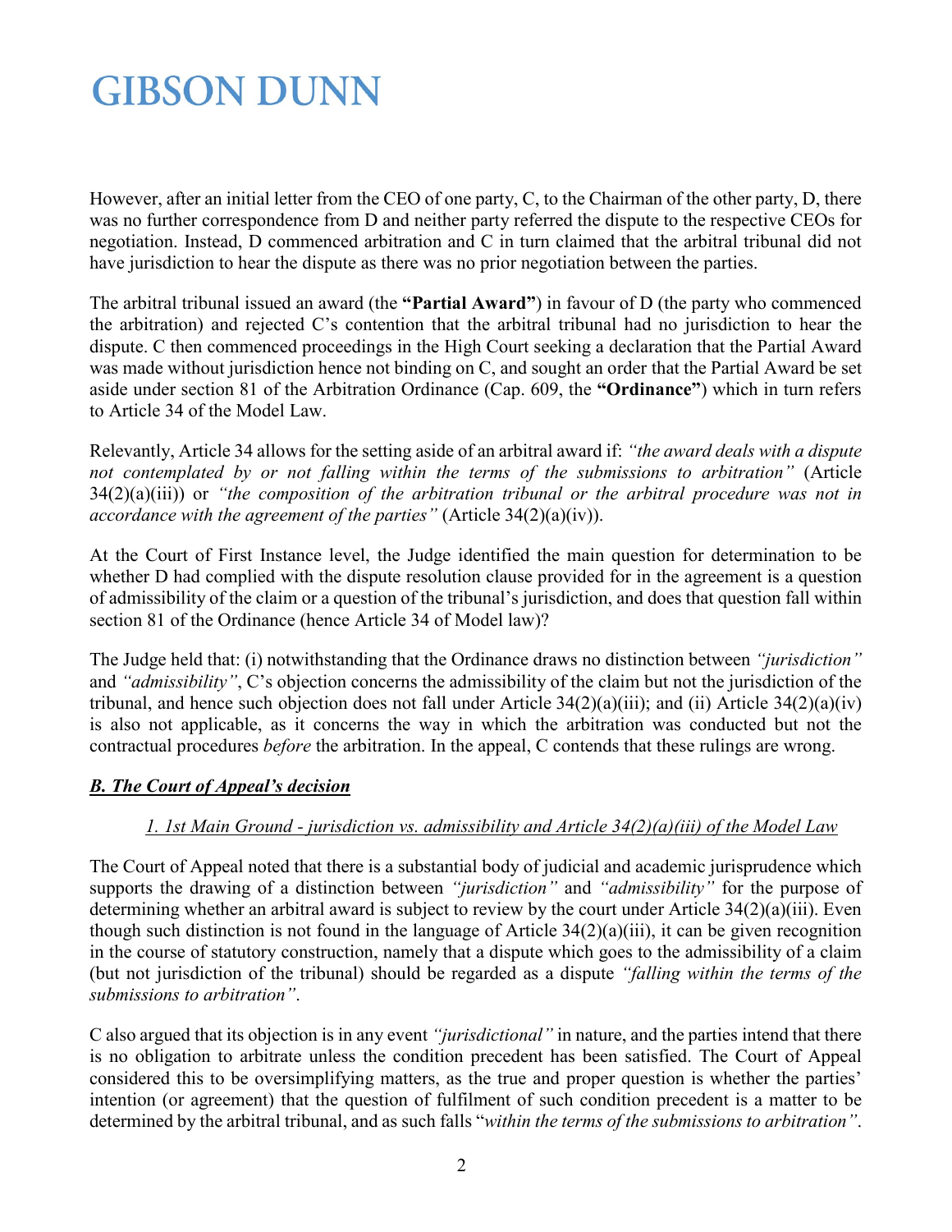However, after an initial letter from the CEO of one party, C, to the Chairman of the other party, D, there was no further correspondence from D and neither party referred the dispute to the respective CEOs for negotiation. Instead, D commenced arbitration and C in turn claimed that the arbitral tribunal did not have jurisdiction to hear the dispute as there was no prior negotiation between the parties.

The arbitral tribunal issued an award (the **"Partial Award"**) in favour of D (the party who commenced the arbitration) and rejected C's contention that the arbitral tribunal had no jurisdiction to hear the dispute. C then commenced proceedings in the High Court seeking a declaration that the Partial Award was made without jurisdiction hence not binding on C, and sought an order that the Partial Award be set aside under section 81 of the Arbitration Ordinance (Cap. 609, the **"Ordinance"**) which in turn refers to Article 34 of the Model Law.

Relevantly, Article 34 allows for the setting aside of an arbitral award if: *"the award deals with a dispute not contemplated by or not falling within the terms of the submissions to arbitration"* (Article 34(2)(a)(iii)) or *"the composition of the arbitration tribunal or the arbitral procedure was not in accordance with the agreement of the parties"* (Article 34(2)(a)(iv)).

At the Court of First Instance level, the Judge identified the main question for determination to be whether D had complied with the dispute resolution clause provided for in the agreement is a question of admissibility of the claim or a question of the tribunal's jurisdiction, and does that question fall within section 81 of the Ordinance (hence Article 34 of Model law)?

The Judge held that: (i) notwithstanding that the Ordinance draws no distinction between *"jurisdiction"* and *"admissibility"*, C's objection concerns the admissibility of the claim but not the jurisdiction of the tribunal, and hence such objection does not fall under Article 34(2)(a)(iii); and (ii) Article 34(2)(a)(iv) is also not applicable, as it concerns the way in which the arbitration was conducted but not the contractual procedures *before* the arbitration. In the appeal, C contends that these rulings are wrong.

## *B. The Court of Appeal's decision*

### *1. 1st Main Ground - jurisdiction vs. admissibility and Article 34(2)(a)(iii) of the Model Law*

The Court of Appeal noted that there is a substantial body of judicial and academic jurisprudence which supports the drawing of a distinction between *"jurisdiction"* and *"admissibility"* for the purpose of determining whether an arbitral award is subject to review by the court under Article 34(2)(a)(iii). Even though such distinction is not found in the language of Article 34(2)(a)(iii), it can be given recognition in the course of statutory construction, namely that a dispute which goes to the admissibility of a claim (but not jurisdiction of the tribunal) should be regarded as a dispute *"falling within the terms of the submissions to arbitration"*.

C also argued that its objection is in any event *"jurisdictional"* in nature, and the parties intend that there is no obligation to arbitrate unless the condition precedent has been satisfied. The Court of Appeal considered this to be oversimplifying matters, as the true and proper question is whether the parties' intention (or agreement) that the question of fulfilment of such condition precedent is a matter to be determined by the arbitral tribunal, and as such falls "*within the terms of the submissions to arbitration"*.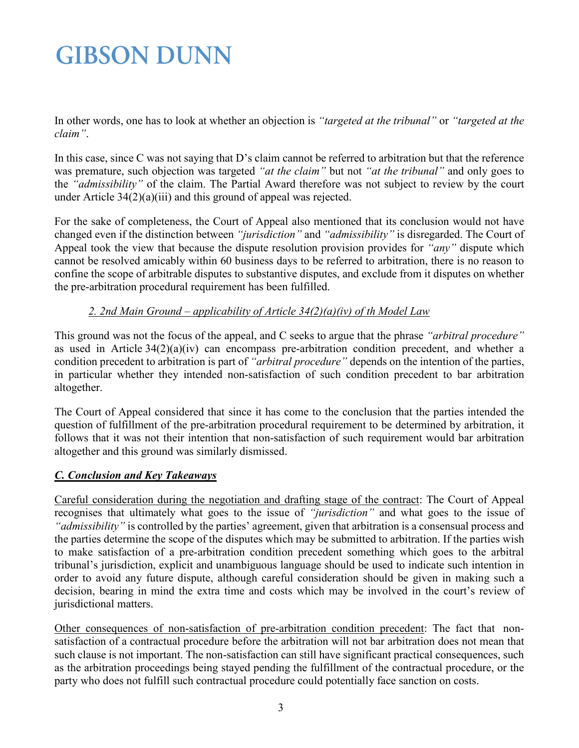In other words, one has to look at whether an objection is *"targeted at the tribunal"* or *"targeted at the claim"*.

In this case, since C was not saying that D's claim cannot be referred to arbitration but that the reference was premature, such objection was targeted *"at the claim"* but not *"at the tribunal"* and only goes to the *"admissibility"* of the claim. The Partial Award therefore was not subject to review by the court under Article 34(2)(a)(iii) and this ground of appeal was rejected.

For the sake of completeness, the Court of Appeal also mentioned that its conclusion would not have changed even if the distinction between *"jurisdiction"* and *"admissibility"* is disregarded. The Court of Appeal took the view that because the dispute resolution provision provides for *"any"* dispute which cannot be resolved amicably within 60 business days to be referred to arbitration, there is no reason to confine the scope of arbitrable disputes to substantive disputes, and exclude from it disputes on whether the pre-arbitration procedural requirement has been fulfilled.

*2. 2nd Main Ground – applicability of Article 34(2)(a)(iv) of th Model Law*

This ground was not the focus of the appeal, and C seeks to argue that the phrase *"arbitral procedure"* as used in Article 34(2)(a)(iv) can encompass pre-arbitration condition precedent, and whether a condition precedent to arbitration is part of *"arbitral procedure"* depends on the intention of the parties, in particular whether they intended non-satisfaction of such condition precedent to bar arbitration altogether.

The Court of Appeal considered that since it has come to the conclusion that the parties intended the question of fulfillment of the pre-arbitration procedural requirement to be determined by arbitration, it follows that it was not their intention that non-satisfaction of such requirement would bar arbitration altogether and this ground was similarly dismissed.

### ***C. Conclusion and Key Takeaways***

Careful consideration during the negotiation and drafting stage of the contract: The Court of Appeal recognises that ultimately what goes to the issue of *"jurisdiction"* and what goes to the issue of *"admissibility"* is controlled by the parties' agreement, given that arbitration is a consensual process and the parties determine the scope of the disputes which may be submitted to arbitration. If the parties wish to make satisfaction of a pre-arbitration condition precedent something which goes to the arbitral tribunal's jurisdiction, explicit and unambiguous language should be used to indicate such intention in order to avoid any future dispute, although careful consideration should be given in making such a decision, bearing in mind the extra time and costs which may be involved in the court's review of jurisdictional matters.

Other consequences of non-satisfaction of pre-arbitration condition precedent: The fact that non-satisfaction of a contractual procedure before the arbitration will not bar arbitration does not mean that such clause is not important. The non-satisfaction can still have significant practical consequences, such as the arbitration proceedings being stayed pending the fulfillment of the contractual procedure, or the party who does not fulfill such contractual procedure could potentially face sanction on costs.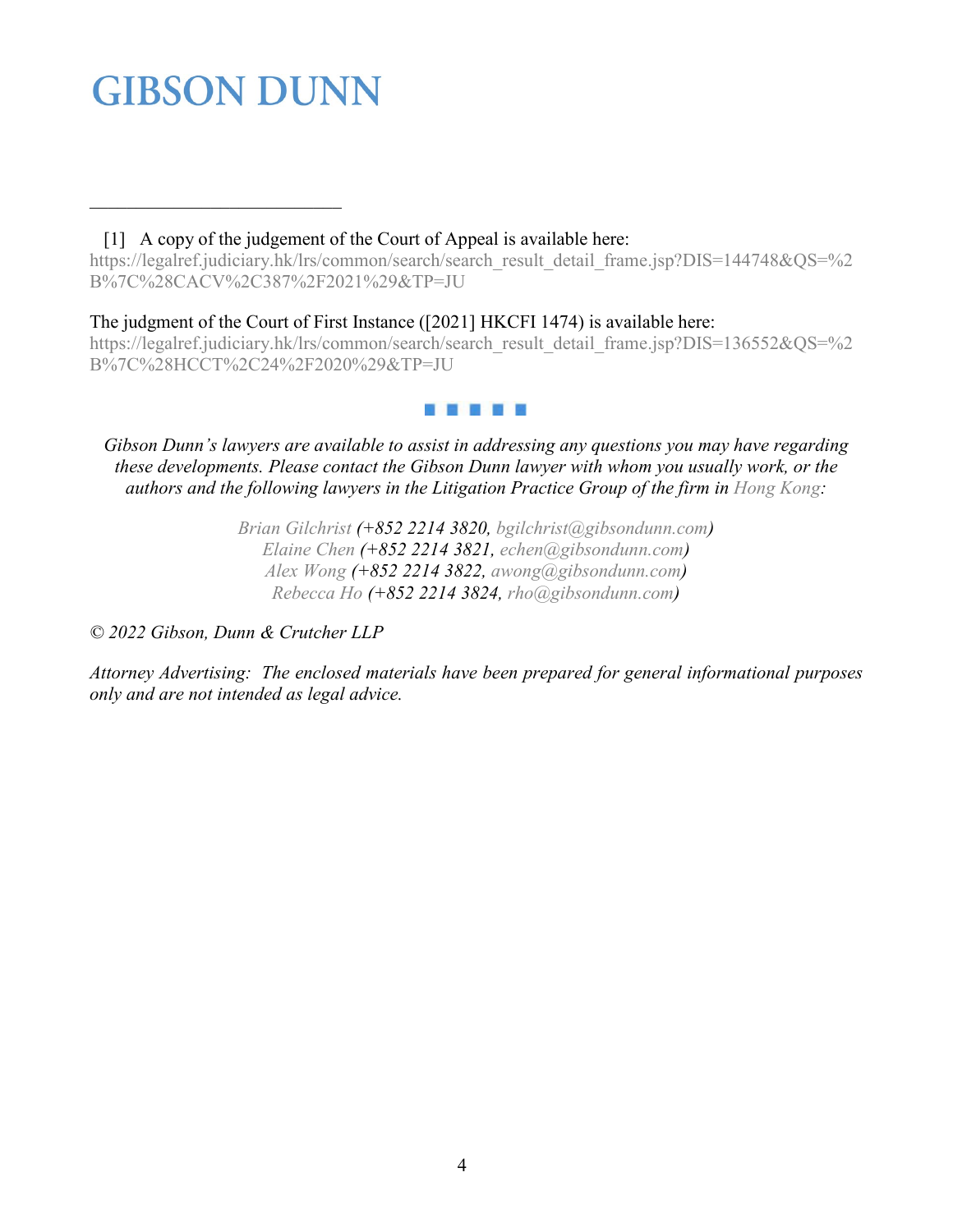[1] A copy of the judgement of the Court of Appeal is available here: https://legalref.judiciary.hk/lrs/common/search/search_result_detail_frame.jsp?DIS=144748&QS=%2B%7C%28CACV%2C387%2F2021%29&TP=JU

The judgment of the Court of First Instance ([2021] HKCFI 1474) is available here: https://legalref.judiciary.hk/lrs/common/search/search_result_detail_frame.jsp?DIS=136552&QS=%2B%7C%28HCCT%2C24%2F2020%29&TP=JU

*Gibson Dunn's lawyers are available to assist in addressing any questions you may have regarding these developments. Please contact the Gibson Dunn lawyer with whom you usually work, or the authors and the following lawyers in the Litigation Practice Group of the firm in Hong Kong:*

*Brian Gilchrist (+852 2214 3820, bgilchrist@gibsondunn.com)*
*Elaine Chen (+852 2214 3821, echen@gibsondunn.com)*
*Alex Wong (+852 2214 3822, awong@gibsondunn.com)*
*Rebecca Ho (+852 2214 3824, rho@gibsondunn.com)*

*© 2022 Gibson, Dunn & Crutcher LLP*

*Attorney Advertising: The enclosed materials have been prepared for general informational purposes only and are not intended as legal advice.*